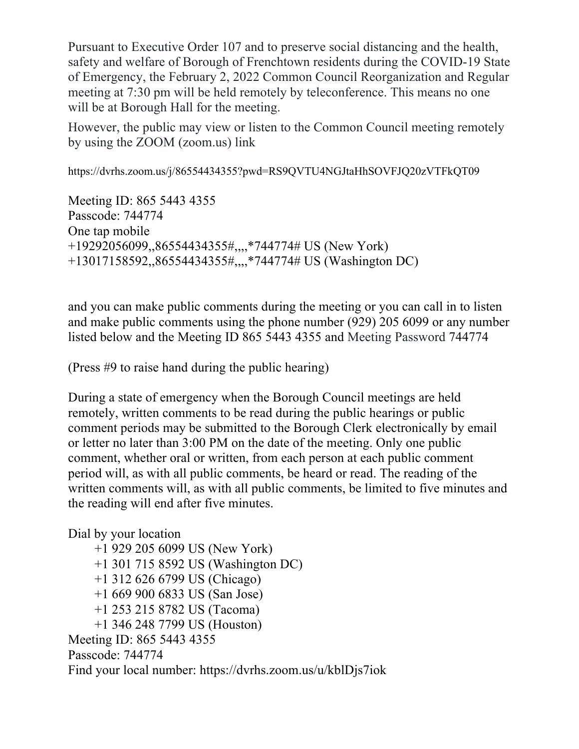Pursuant to Executive Order 107 and to preserve social distancing and the health, safety and welfare of Borough of Frenchtown residents during the COVID-19 State of Emergency, the February 2, 2022 Common Council Reorganization and Regular meeting at 7:30 pm will be held remotely by teleconference. This means no one will be at Borough Hall for the meeting.

However, the public may view or listen to the Common Council meeting remotely by using the ZOOM (zoom.us) link

https://dvrhs.zoom.us/j/86554434355?pwd=RS9QVTU4NGJtaHhSOVFJQ20zVTFkQT09

Meeting ID: 865 5443 4355
Passcode: 744774
One tap mobile
+19292056099,,86554434355#,,,,*744774# US (New York)
+13017158592,,86554434355#,,,,*744774# US (Washington DC)

and you can make public comments during the meeting or you can call in to listen and make public comments using the phone number (929) 205 6099 or any number listed below and the Meeting ID 865 5443 4355 and Meeting Password 744774

(Press #9 to raise hand during the public hearing)

During a state of emergency when the Borough Council meetings are held remotely, written comments to be read during the public hearings or public comment periods may be submitted to the Borough Clerk electronically by email or letter no later than 3:00 PM on the date of the meeting. Only one public comment, whether oral or written, from each person at each public comment period will, as with all public comments, be heard or read. The reading of the written comments will, as with all public comments, be limited to five minutes and the reading will end after five minutes.

Dial by your location
- +1 929 205 6099 US (New York)
- +1 301 715 8592 US (Washington DC)
- +1 312 626 6799 US (Chicago)
- +1 669 900 6833 US (San Jose)
- +1 253 215 8782 US (Tacoma)
- +1 346 248 7799 US (Houston)

Meeting ID: 865 5443 4355
Passcode: 744774
Find your local number: https://dvrhs.zoom.us/u/kblDjs7iok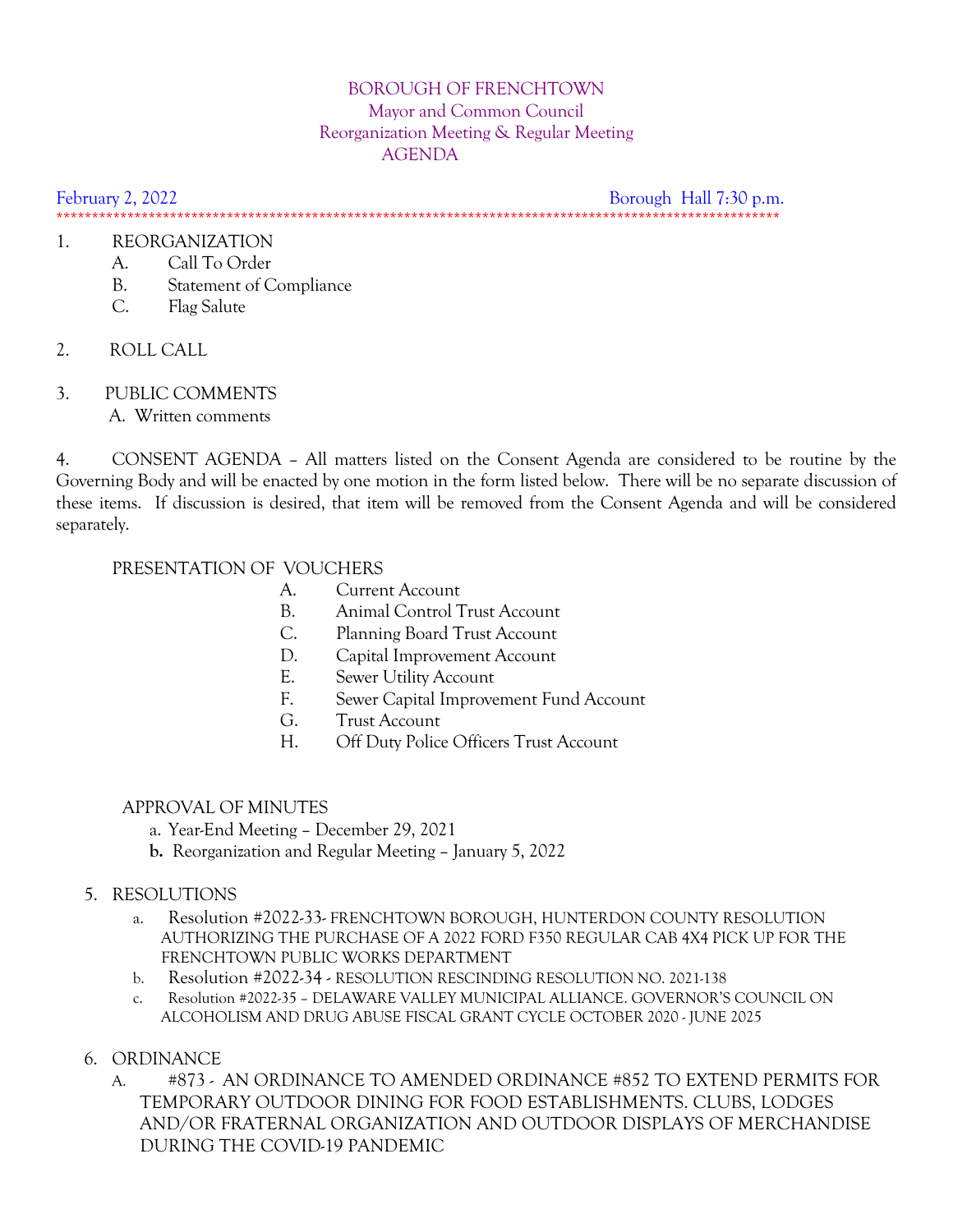# BOROUGH OF FRENCHTOWN
## Mayor and Common Council
## Reorganization Meeting & Regular Meeting
## AGENDA

February 2, 2022 Borough Hall 7:30 p.m.

****************************************************************************************************

1. REORGANIZATION
   - A. Call To Order
   - B. Statement of Compliance
   - C. Flag Salute

2. ROLL CALL

3. PUBLIC COMMENTS
   - A. Written comments

4. CONSENT AGENDA – All matters listed on the Consent Agenda are considered to be routine by the Governing Body and will be enacted by one motion in the form listed below. There will be no separate discussion of these items. If discussion is desired, that item will be removed from the Consent Agenda and will be considered separately.

   PRESENTATION OF VOUCHERS
   - A. Current Account
   - B. Animal Control Trust Account
   - C. Planning Board Trust Account
   - D. Capital Improvement Account
   - E. Sewer Utility Account
   - F. Sewer Capital Improvement Fund Account
   - G. Trust Account
   - H. Off Duty Police Officers Trust Account

   APPROVAL OF MINUTES
   - a. Year-End Meeting – December 29, 2021
   - **b.** Reorganization and Regular Meeting – January 5, 2022

5. RESOLUTIONS
   - a. Resolution #2022-33- FRENCHTOWN BOROUGH, HUNTERDON COUNTY RESOLUTION AUTHORIZING THE PURCHASE OF A 2022 FORD F350 REGULAR CAB 4X4 PICK UP FOR THE FRENCHTOWN PUBLIC WORKS DEPARTMENT
   - b. Resolution #2022-34 - RESOLUTION RESCINDING RESOLUTION NO. 2021-138
   - c. Resolution #2022-35 – DELAWARE VALLEY MUNICIPAL ALLIANCE. GOVERNOR'S COUNCIL ON ALCOHOLISM AND DRUG ABUSE FISCAL GRANT CYCLE OCTOBER 2020 - JUNE 2025

6. ORDINANCE
   - A. #873 - AN ORDINANCE TO AMENDED ORDINANCE #852 TO EXTEND PERMITS FOR TEMPORARY OUTDOOR DINING FOR FOOD ESTABLISHMENTS. CLUBS, LODGES AND/OR FRATERNAL ORGANIZATION AND OUTDOOR DISPLAYS OF MERCHANDISE DURING THE COVID-19 PANDEMIC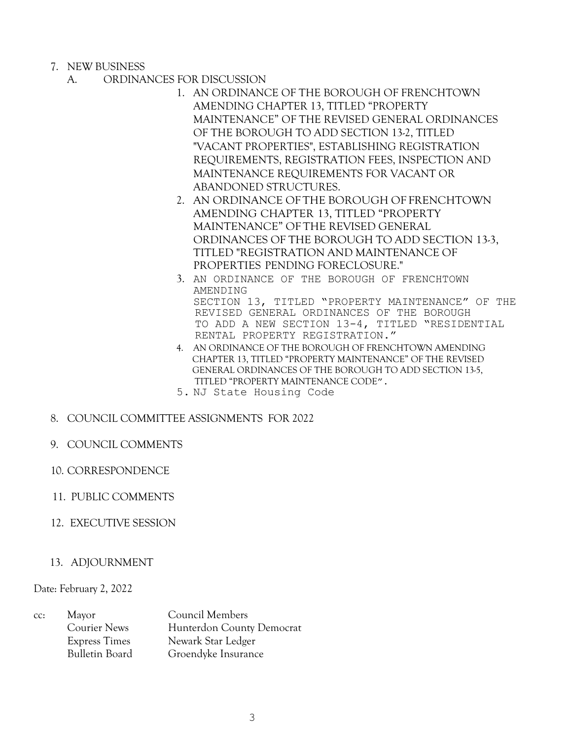7. NEW BUSINESS
   A. ORDINANCES FOR DISCUSSION
      1. AN ORDINANCE OF THE BOROUGH OF FRENCHTOWN AMENDING CHAPTER 13, TITLED "PROPERTY MAINTENANCE" OF THE REVISED GENERAL ORDINANCES OF THE BOROUGH TO ADD SECTION 13-2, TITLED "VACANT PROPERTIES", ESTABLISHING REGISTRATION REQUIREMENTS, REGISTRATION FEES, INSPECTION AND MAINTENANCE REQUIREMENTS FOR VACANT OR ABANDONED STRUCTURES.
      2. AN ORDINANCE OF THE BOROUGH OF FRENCHTOWN AMENDING CHAPTER 13, TITLED "PROPERTY MAINTENANCE" OF THE REVISED GENERAL ORDINANCES OF THE BOROUGH TO ADD SECTION 13-3, TITLED "REGISTRATION AND MAINTENANCE OF PROPERTIES PENDING FORECLOSURE."
      3. AN ORDINANCE OF THE BOROUGH OF FRENCHTOWN AMENDING SECTION 13, TITLED "PROPERTY MAINTENANCE" OF THE REVISED GENERAL ORDINANCES OF THE BOROUGH TO ADD A NEW SECTION 13-4, TITLED "RESIDENTIAL RENTAL PROPERTY REGISTRATION."
      4. AN ORDINANCE OF THE BOROUGH OF FRENCHTOWN AMENDING CHAPTER 13, TITLED "PROPERTY MAINTENANCE" OF THE REVISED GENERAL ORDINANCES OF THE BOROUGH TO ADD SECTION 13-5, TITLED "PROPERTY MAINTENANCE CODE".
      5. NJ State Housing Code

8. COUNCIL COMMITTEE ASSIGNMENTS FOR 2022

9. COUNCIL COMMENTS

10. CORRESPONDENCE

11. PUBLIC COMMENTS

12. EXECUTIVE SESSION

13. ADJOURNMENT

Date: February 2, 2022

| cc: | Mayor | Council Members |
|---|---|---|
| | Courier News | Hunterdon County Democrat |
| | Express Times | Newark Star Ledger |
| | Bulletin Board | Groendyke Insurance |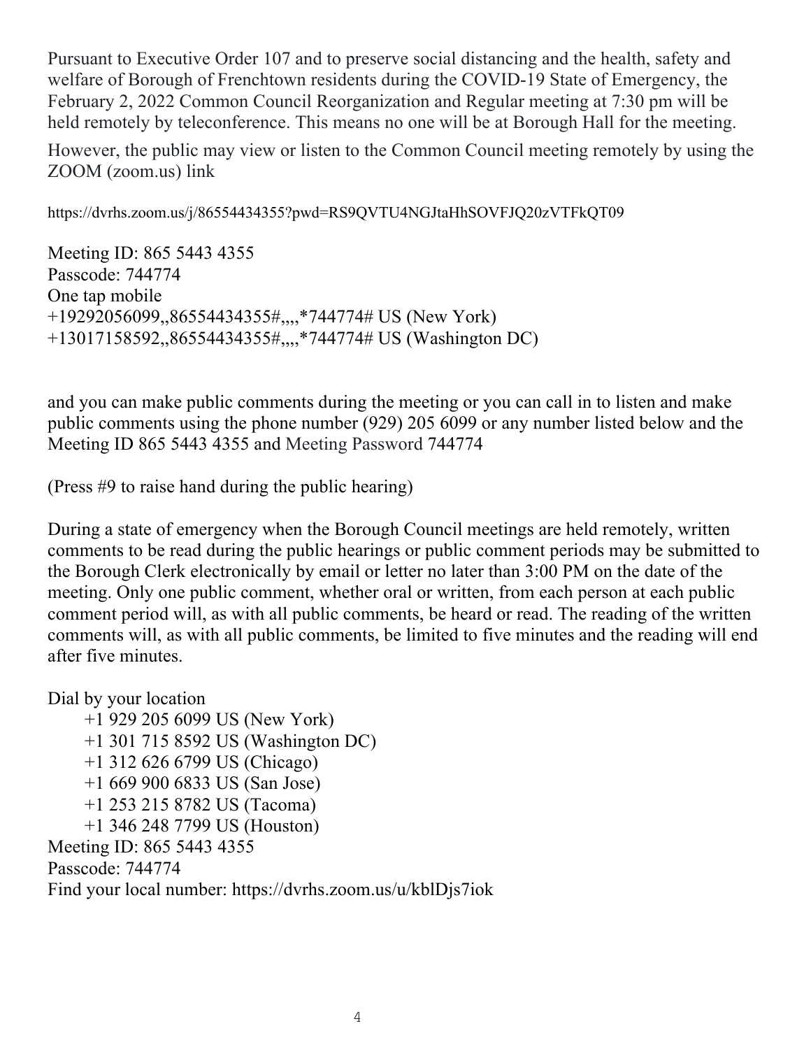Pursuant to Executive Order 107 and to preserve social distancing and the health, safety and welfare of Borough of Frenchtown residents during the COVID-19 State of Emergency, the February 2, 2022 Common Council Reorganization and Regular meeting at 7:30 pm will be held remotely by teleconference. This means no one will be at Borough Hall for the meeting.

However, the public may view or listen to the Common Council meeting remotely by using the ZOOM (zoom.us) link

https://dvrhs.zoom.us/j/86554434355?pwd=RS9QVTU4NGJtaHhSOVFJQ20zVTFkQT09

Meeting ID: 865 5443 4355  
Passcode: 744774  
One tap mobile  
+19292056099,,86554434355#,,,,*744774# US (New York)  
+13017158592,,86554434355#,,,,*744774# US (Washington DC)

and you can make public comments during the meeting or you can call in to listen and make public comments using the phone number (929) 205 6099 or any number listed below and the Meeting ID 865 5443 4355 and Meeting Password 744774

(Press #9 to raise hand during the public hearing)

During a state of emergency when the Borough Council meetings are held remotely, written comments to be read during the public hearings or public comment periods may be submitted to the Borough Clerk electronically by email or letter no later than 3:00 PM on the date of the meeting. Only one public comment, whether oral or written, from each person at each public comment period will, as with all public comments, be heard or read. The reading of the written comments will, as with all public comments, be limited to five minutes and the reading will end after five minutes.

Dial by your location  
+1 929 205 6099 US (New York)  
+1 301 715 8592 US (Washington DC)  
+1 312 626 6799 US (Chicago)  
+1 669 900 6833 US (San Jose)  
+1 253 215 8782 US (Tacoma)  
+1 346 248 7799 US (Houston)  
Meeting ID: 865 5443 4355  
Passcode: 744774  
Find your local number: https://dvrhs.zoom.us/u/kblDjs7iok